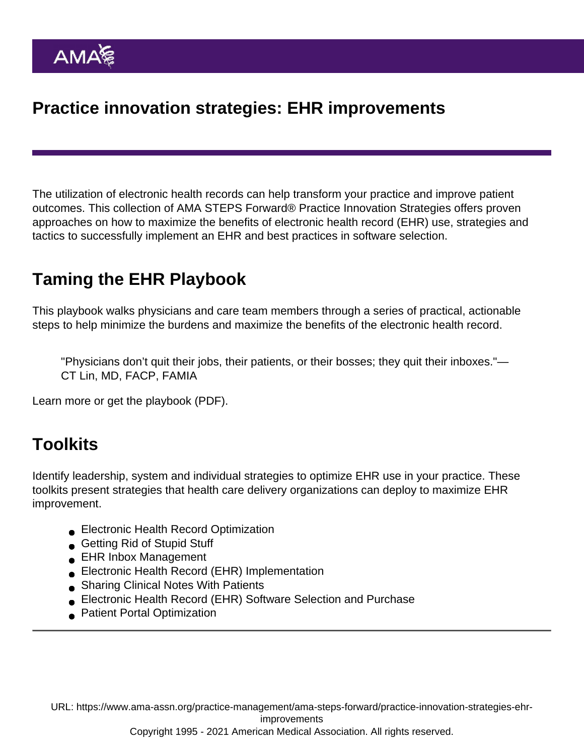# Practice innovation strategies: EHR improvements

The utilization of electronic health records can help transform your practice and improve patient outcomes. This collection of AMA STEPS Forward® Practice Innovation Strategies offers proven approaches on how to maximize the benefits of electronic health record (EHR) use, strategies and tactics to successfully implement an EHR and best practices in software selection.

## Taming the EHR Playbook

This playbook walks physicians and care team members through a series of practical, actionable steps to help minimize the burdens and maximize the benefits of the electronic health record.

> "Physicians don't quit their jobs, their patients, or their bosses; they quit their inboxes."—CT Lin, MD, FACP, FAMIA

Learn more or get the playbook (PDF).

## Toolkits

Identify leadership, system and individual strategies to optimize EHR use in your practice. These toolkits present strategies that health care delivery organizations can deploy to maximize EHR improvement.

- Electronic Health Record Optimization
- Getting Rid of Stupid Stuff
- EHR Inbox Management
- Electronic Health Record (EHR) Implementation
- Sharing Clinical Notes With Patients
- Electronic Health Record (EHR) Software Selection and Purchase
- Patient Portal Optimization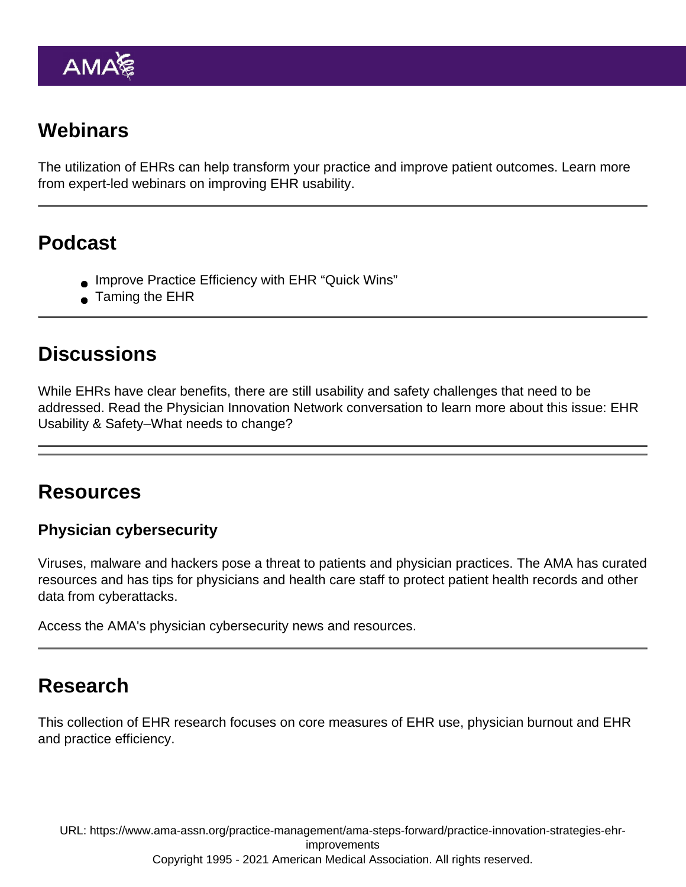## Webinars

The utilization of EHRs can help transform your practice and improve patient outcomes. Learn more from expert-led webinars on improving EHR usability.

---

## Podcast

- Improve Practice Efficiency with EHR "Quick Wins"
- Taming the EHR

---

## Discussions

While EHRs have clear benefits, there are still usability and safety challenges that need to be addressed. Read the Physician Innovation Network conversation to learn more about this issue: EHR Usability & Safety–What needs to change?

---

## Resources

### Physician cybersecurity

Viruses, malware and hackers pose a threat to patients and physician practices. The AMA has curated resources and has tips for physicians and health care staff to protect patient health records and other data from cyberattacks.

Access the AMA's physician cybersecurity news and resources.

---

## Research

This collection of EHR research focuses on core measures of EHR use, physician burnout and EHR and practice efficiency.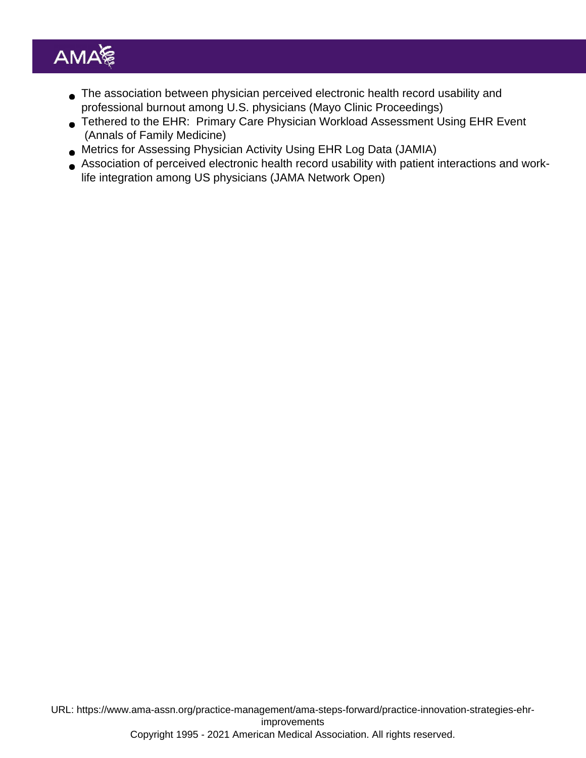- The association between physician perceived electronic health record usability and professional burnout among U.S. physicians (Mayo Clinic Proceedings)
- Tethered to the EHR: Primary Care Physician Workload Assessment Using EHR Event (Annals of Family Medicine)
- Metrics for Assessing Physician Activity Using EHR Log Data (JAMIA)
- Association of perceived electronic health record usability with patient interactions and work-life integration among US physicians (JAMA Network Open)